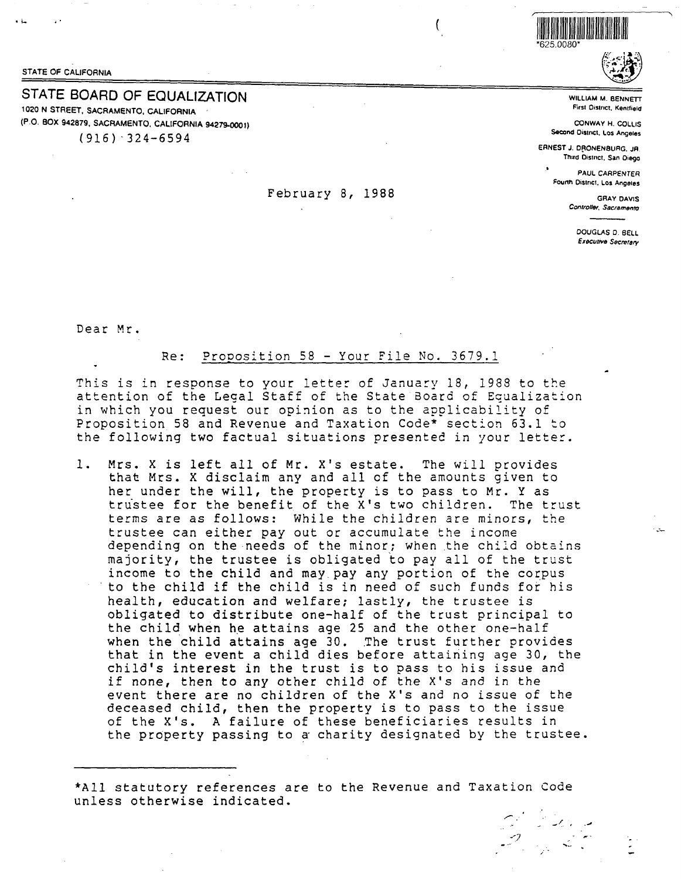STATE OF CALIFORNIA

# STATE BOARD OF EQUALIZATION

1020 N STREET, SACRAMENTO, CALIFORNIA
(P.O. BOX 942879, SACRAMENTO, CALIFORNIA 94279-0001)
(916) 324-6594

WILLIAM M. BENNETT
First District, Kentfield

CONWAY H. COLLIS
Second District, Los Angeles

ERNEST J. DRONENBURG, JR.
Third District, San Diego

PAUL CARPENTER
Fourth District, Los Angeles

GRAY DAVIS
Controller, Sacramento

DOUGLAS D. BELL
Executive Secretary

*625.0080*

February 8, 1988

Dear Mr.

Re: Proposition 58 - Your File No. 3679.1

This is in response to your letter of January 18, 1988 to the attention of the Legal Staff of the State Board of Equalization in which you request our opinion as to the applicability of Proposition 58 and Revenue and Taxation Code* section 63.1 to the following two factual situations presented in your letter.

1. Mrs. X is left all of Mr. X's estate. The will provides that Mrs. X disclaim any and all of the amounts given to her under the will, the property is to pass to Mr. Y as trustee for the benefit of the X's two children. The trust terms are as follows: While the children are minors, the trustee can either pay out or accumulate the income depending on the needs of the minor; when the child obtains majority, the trustee is obligated to pay all of the trust income to the child and may pay any portion of the corpus to the child if the child is in need of such funds for his health, education and welfare; lastly, the trustee is obligated to distribute one-half of the trust principal to the child when he attains age 25 and the other one-half when the child attains age 30. The trust further provides that in the event a child dies before attaining age 30, the child's interest in the trust is to pass to his issue and if none, then to any other child of the X's and in the event there are no children of the X's and no issue of the deceased child, then the property is to pass to the issue of the X's. A failure of these beneficiaries results in the property passing to a charity designated by the trustee.

*All statutory references are to the Revenue and Taxation Code unless otherwise indicated.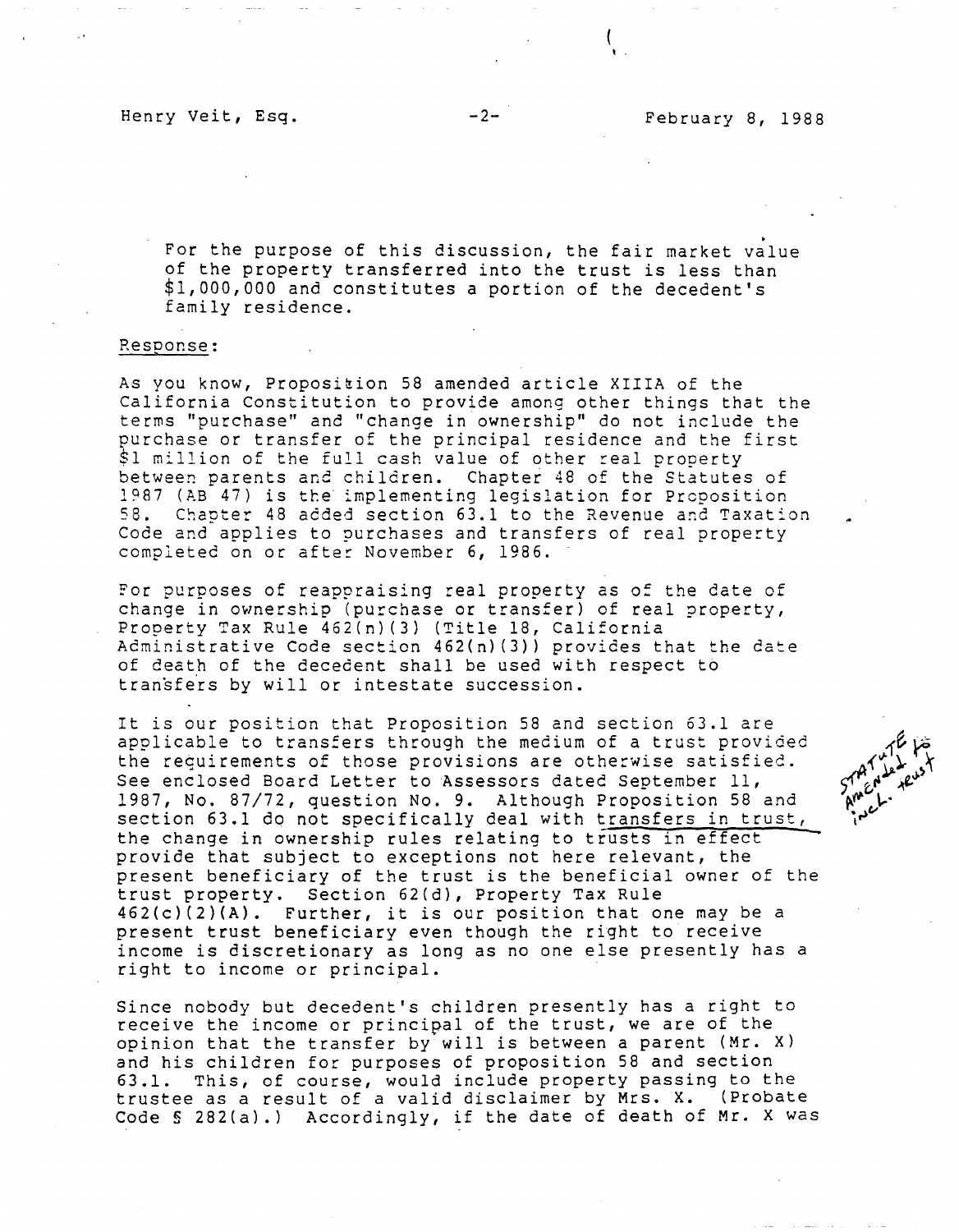For the purpose of this discussion, the fair market value of the property transferred into the trust is less than $1,000,000 and constitutes a portion of the decedent's family residence.

Response:

As you know, Proposition 58 amended article XIIIA of the California Constitution to provide among other things that the terms "purchase" and "change in ownership" do not include the purchase or transfer of the principal residence and the first $1 million of the full cash value of other real property between parents and children. Chapter 48 of the Statutes of 1987 (AB 47) is the implementing legislation for Proposition 58. Chapter 48 added section 63.1 to the Revenue and Taxation Code and applies to purchases and transfers of real property completed on or after November 6, 1986.

For purposes of reappraising real property as of the date of change in ownership (purchase or transfer) of real property, Property Tax Rule 462(n)(3) (Title 18, California Administrative Code section 462(n)(3)) provides that the date of death of the decedent shall be used with respect to transfers by will or intestate succession.

It is our position that Proposition 58 and section 63.1 are applicable to transfers through the medium of a trust provided the requirements of those provisions are otherwise satisfied. See enclosed Board Letter to Assessors dated September 11, 1987, No. 87/72, question No. 9. Although Proposition 58 and section 63.1 do not specifically deal with transfers in trust, the change in ownership rules relating to trusts in effect provide that subject to exceptions not here relevant, the present beneficiary of the trust is the beneficial owner of the trust property. Section 62(d), Property Tax Rule 462(c)(2)(A). Further, it is our position that one may be a present trust beneficiary even though the right to receive income is discretionary as long as no one else presently has a right to income or principal.

STATUTE to Amended trust incl. trust

Since nobody but decedent's children presently has a right to receive the income or principal of the trust, we are of the opinion that the transfer by will is between a parent (Mr. X) and his children for purposes of proposition 58 and section 63.1. This, of course, would include property passing to the trustee as a result of a valid disclaimer by Mrs. X. (Probate Code § 282(a).) Accordingly, if the date of death of Mr. X was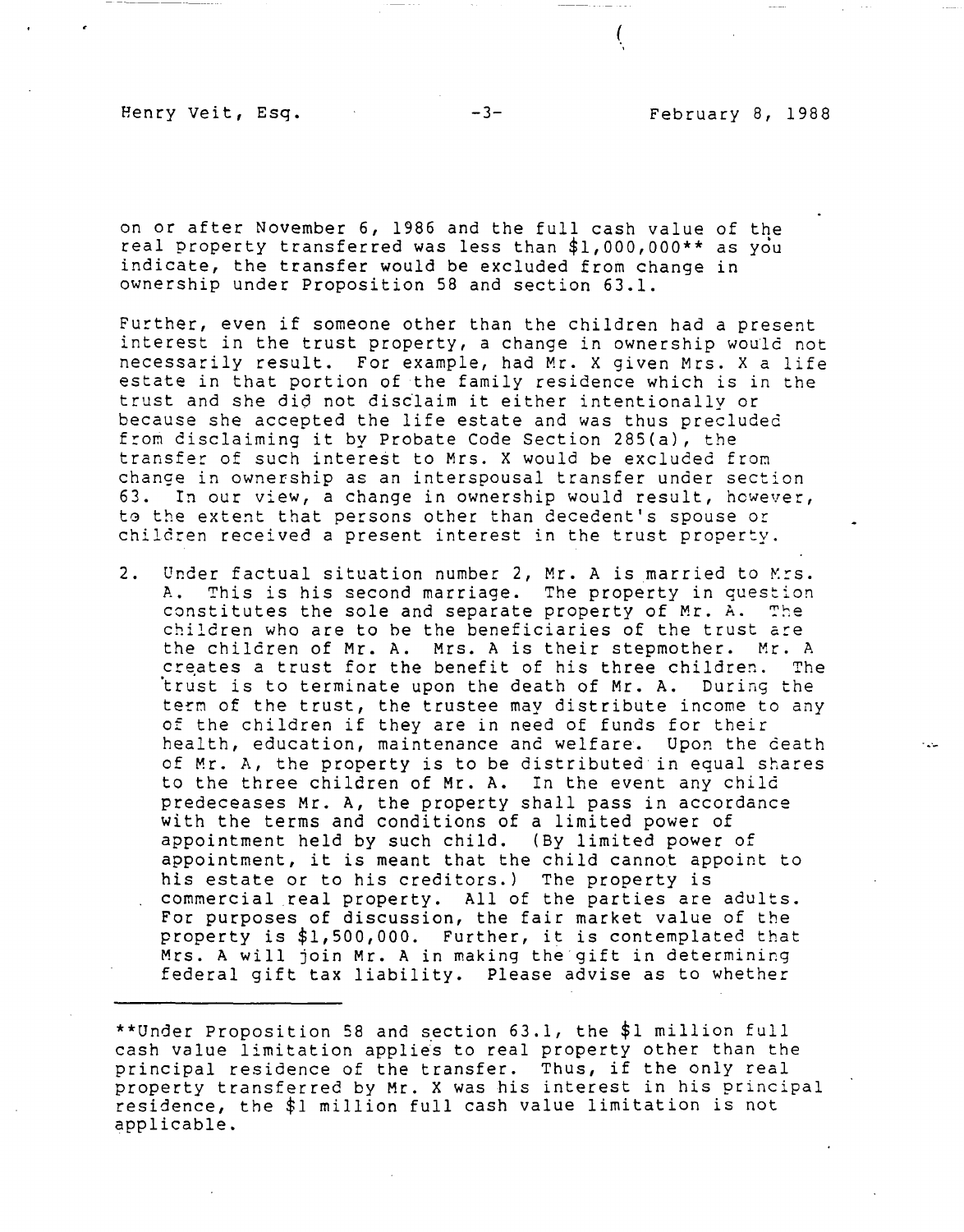on or after November 6, 1986 and the full cash value of the real property transferred was less than $1,000,000** as you indicate, the transfer would be excluded from change in ownership under Proposition 58 and section 63.1.

Further, even if someone other than the children had a present interest in the trust property, a change in ownership would not necessarily result. For example, had Mr. X given Mrs. X a life estate in that portion of the family residence which is in the trust and she did not disclaim it either intentionally or because she accepted the life estate and was thus precluded from disclaiming it by Probate Code Section 285(a), the transfer of such interest to Mrs. X would be excluded from change in ownership as an interspousal transfer under section 63. In our view, a change in ownership would result, however, to the extent that persons other than decedent's spouse or children received a present interest in the trust property.

2. Under factual situation number 2, Mr. A is married to Mrs. A. This is his second marriage. The property in question constitutes the sole and separate property of Mr. A. The children who are to be the beneficiaries of the trust are the children of Mr. A. Mrs. A is their stepmother. Mr. A creates a trust for the benefit of his three children. The trust is to terminate upon the death of Mr. A. During the term of the trust, the trustee may distribute income to any of the children if they are in need of funds for their health, education, maintenance and welfare. Upon the death of Mr. A, the property is to be distributed in equal shares to the three children of Mr. A. In the event any child predeceases Mr. A, the property shall pass in accordance with the terms and conditions of a limited power of appointment held by such child. (By limited power of appointment, it is meant that the child cannot appoint to his estate or to his creditors.) The property is commercial real property. All of the parties are adults. For purposes of discussion, the fair market value of the property is $1,500,000. Further, it is contemplated that Mrs. A will join Mr. A in making the gift in determining federal gift tax liability. Please advise as to whether

---

**Under Proposition 58 and section 63.1, the $1 million full cash value limitation applies to real property other than the principal residence of the transfer. Thus, if the only real property transferred by Mr. X was his interest in his principal residence, the $1 million full cash value limitation is not applicable.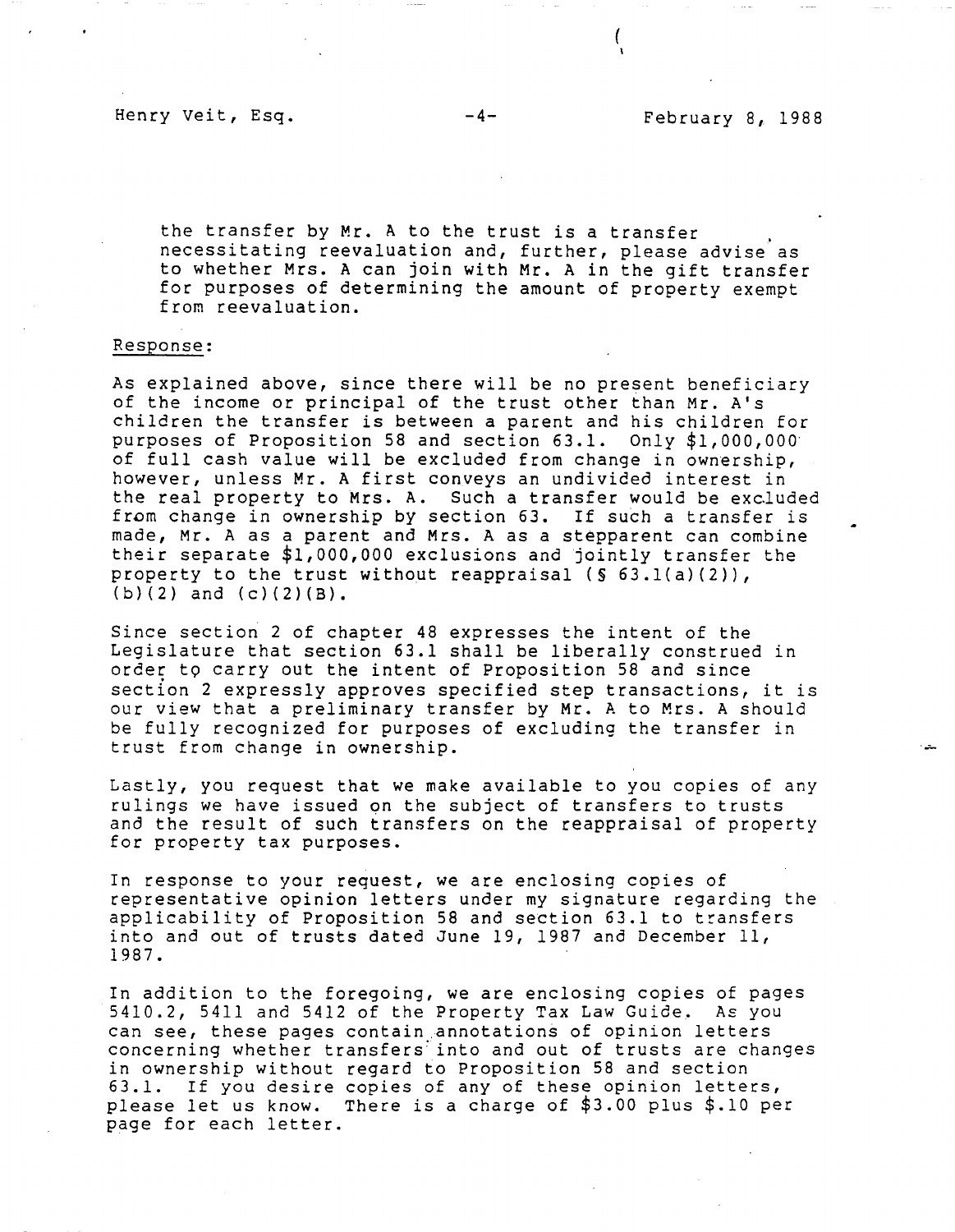the transfer by Mr. A to the trust is a transfer necessitating reevaluation and, further, please advise as to whether Mrs. A can join with Mr. A in the gift transfer for purposes of determining the amount of property exempt from reevaluation.

Response:

As explained above, since there will be no present beneficiary of the income or principal of the trust other than Mr. A's children the transfer is between a parent and his children for purposes of Proposition 58 and section 63.1. Only $1,000,000 of full cash value will be excluded from change in ownership, however, unless Mr. A first conveys an undivided interest in the real property to Mrs. A. Such a transfer would be excluded from change in ownership by section 63. If such a transfer is made, Mr. A as a parent and Mrs. A as a stepparent can combine their separate $1,000,000 exclusions and jointly transfer the property to the trust without reappraisal (§ 63.1(a)(2)), (b)(2) and (c)(2)(B).

Since section 2 of chapter 48 expresses the intent of the Legislature that section 63.1 shall be liberally construed in order to carry out the intent of Proposition 58 and since section 2 expressly approves specified step transactions, it is our view that a preliminary transfer by Mr. A to Mrs. A should be fully recognized for purposes of excluding the transfer in trust from change in ownership.

Lastly, you request that we make available to you copies of any rulings we have issued on the subject of transfers to trusts and the result of such transfers on the reappraisal of property for property tax purposes.

In response to your request, we are enclosing copies of representative opinion letters under my signature regarding the applicability of Proposition 58 and section 63.1 to transfers into and out of trusts dated June 19, 1987 and December 11, 1987.

In addition to the foregoing, we are enclosing copies of pages 5410.2, 5411 and 5412 of the Property Tax Law Guide. As you can see, these pages contain annotations of opinion letters concerning whether transfers into and out of trusts are changes in ownership without regard to Proposition 58 and section 63.1. If you desire copies of any of these opinion letters, please let us know. There is a charge of $3.00 plus $.10 per page for each letter.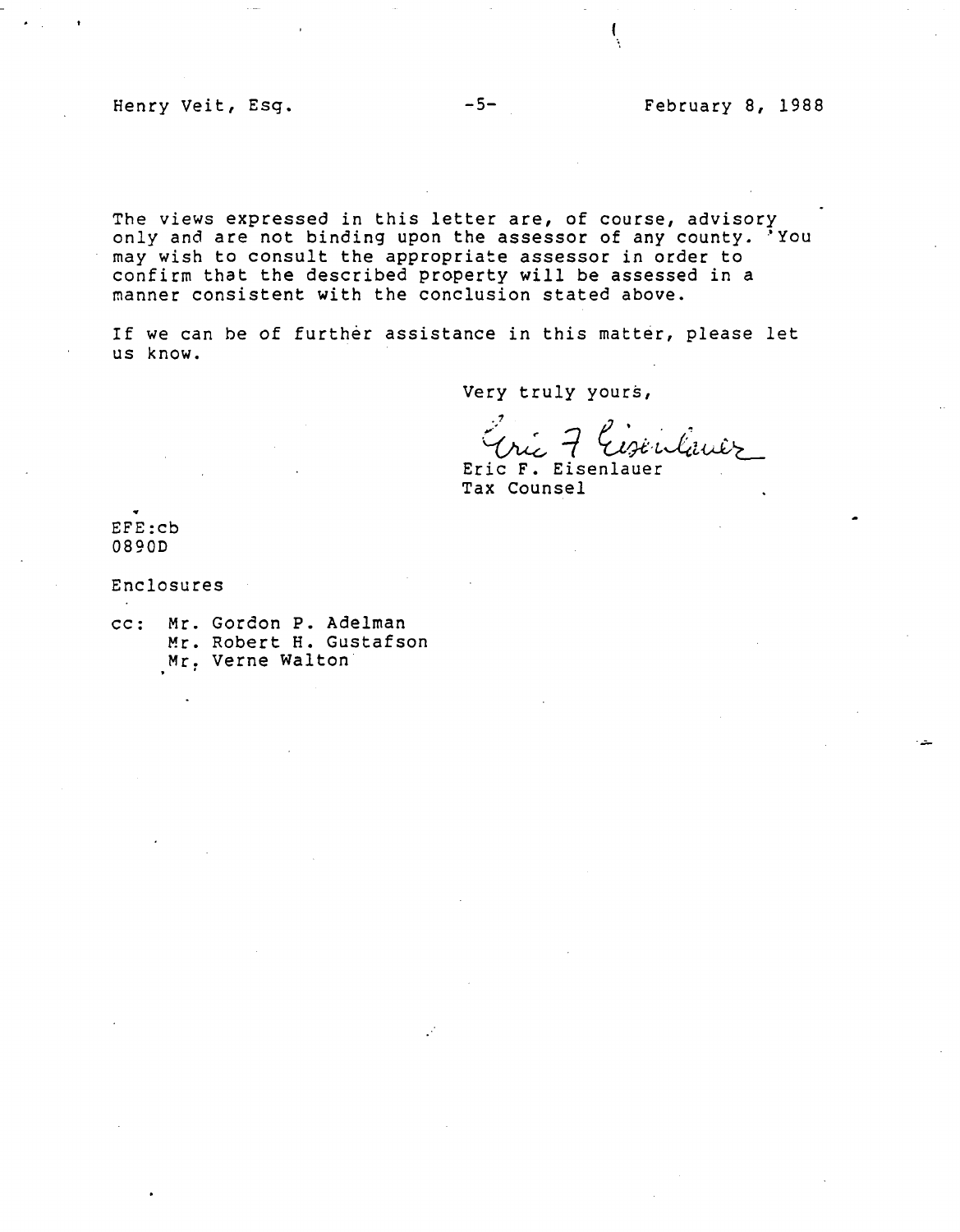The views expressed in this letter are, of course, advisory only and are not binding upon the assessor of any county. You may wish to consult the appropriate assessor in order to confirm that the described property will be assessed in a manner consistent with the conclusion stated above.

If we can be of further assistance in this matter, please let us know.

Very truly yours,

Eric F. Eisenlauer

Eric F. Eisenlauer
Tax Counsel

EFE:cb
0890D

Enclosures

cc: Mr. Gordon P. Adelman
Mr. Robert H. Gustafson
Mr. Verne Walton